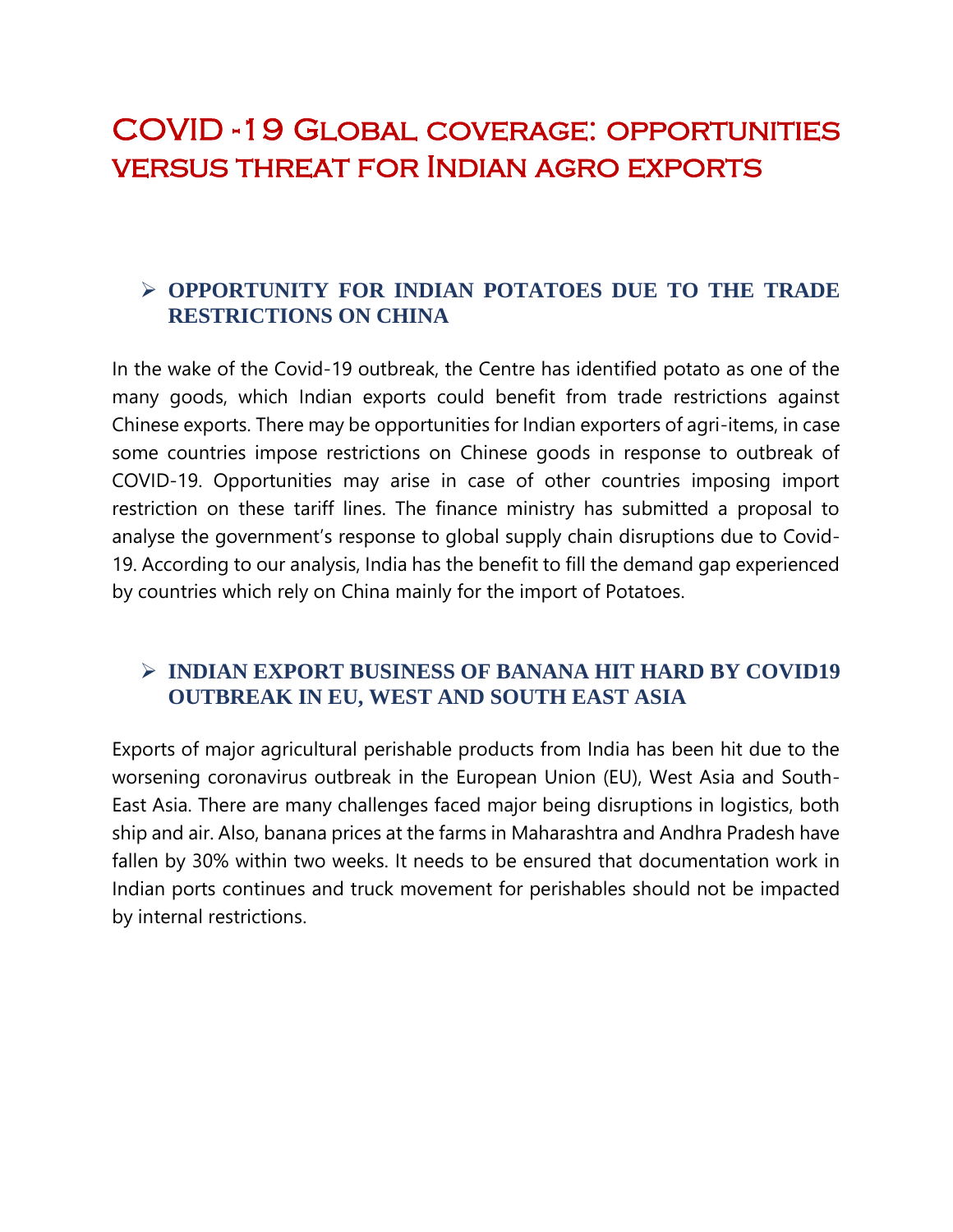# COVID -19 Global coverage: opportunities versus threat for Indian agro exports

## ➢ OPPORTUNITY FOR INDIAN POTATOES DUE TO THE TRADE RESTRICTIONS ON CHINA

In the wake of the Covid-19 outbreak, the Centre has identified potato as one of the many goods, which Indian exports could benefit from trade restrictions against Chinese exports. There may be opportunities for Indian exporters of agri-items, in case some countries impose restrictions on Chinese goods in response to outbreak of COVID-19. Opportunities may arise in case of other countries imposing import restriction on these tariff lines. The finance ministry has submitted a proposal to analyse the government's response to global supply chain disruptions due to Covid-19. According to our analysis, India has the benefit to fill the demand gap experienced by countries which rely on China mainly for the import of Potatoes.

## ➢ INDIAN EXPORT BUSINESS OF BANANA HIT HARD BY COVID19 OUTBREAK IN EU, WEST AND SOUTH EAST ASIA

Exports of major agricultural perishable products from India has been hit due to the worsening coronavirus outbreak in the European Union (EU), West Asia and South-East Asia. There are many challenges faced major being disruptions in logistics, both ship and air. Also, banana prices at the farms in Maharashtra and Andhra Pradesh have fallen by 30% within two weeks. It needs to be ensured that documentation work in Indian ports continues and truck movement for perishables should not be impacted by internal restrictions.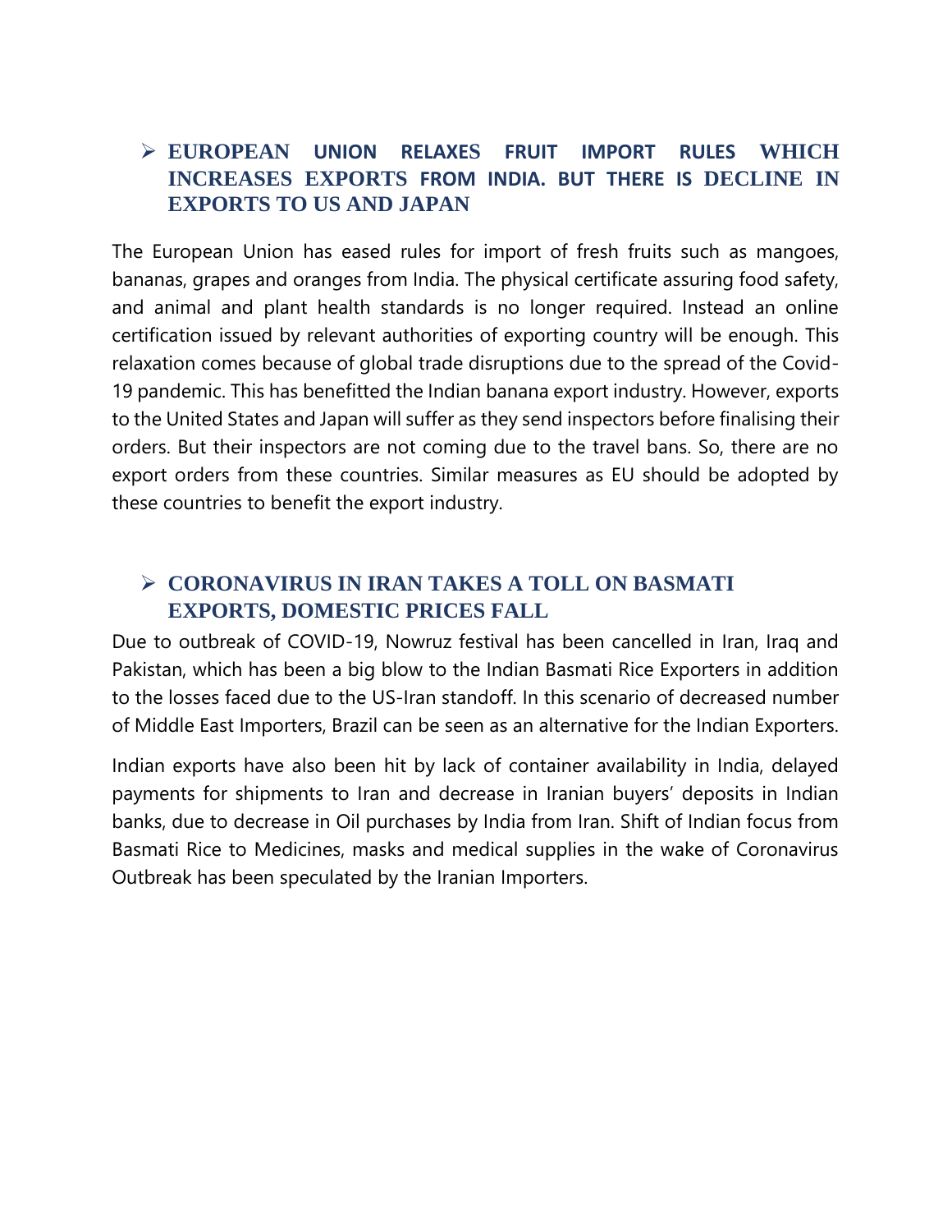- **EUROPEAN UNION RELAXES FRUIT IMPORT RULES WHICH INCREASES EXPORTS FROM INDIA. BUT THERE IS DECLINE IN EXPORTS TO US AND JAPAN**

The European Union has eased rules for import of fresh fruits such as mangoes, bananas, grapes and oranges from India. The physical certificate assuring food safety, and animal and plant health standards is no longer required. Instead an online certification issued by relevant authorities of exporting country will be enough. This relaxation comes because of global trade disruptions due to the spread of the Covid-19 pandemic. This has benefitted the Indian banana export industry. However, exports to the United States and Japan will suffer as they send inspectors before finalising their orders. But their inspectors are not coming due to the travel bans. So, there are no export orders from these countries. Similar measures as EU should be adopted by these countries to benefit the export industry.

- **CORONAVIRUS IN IRAN TAKES A TOLL ON BASMATI EXPORTS, DOMESTIC PRICES FALL**

Due to outbreak of COVID-19, Nowruz festival has been cancelled in Iran, Iraq and Pakistan, which has been a big blow to the Indian Basmati Rice Exporters in addition to the losses faced due to the US-Iran standoff. In this scenario of decreased number of Middle East Importers, Brazil can be seen as an alternative for the Indian Exporters.

Indian exports have also been hit by lack of container availability in India, delayed payments for shipments to Iran and decrease in Iranian buyers' deposits in Indian banks, due to decrease in Oil purchases by India from Iran. Shift of Indian focus from Basmati Rice to Medicines, masks and medical supplies in the wake of Coronavirus Outbreak has been speculated by the Iranian Importers.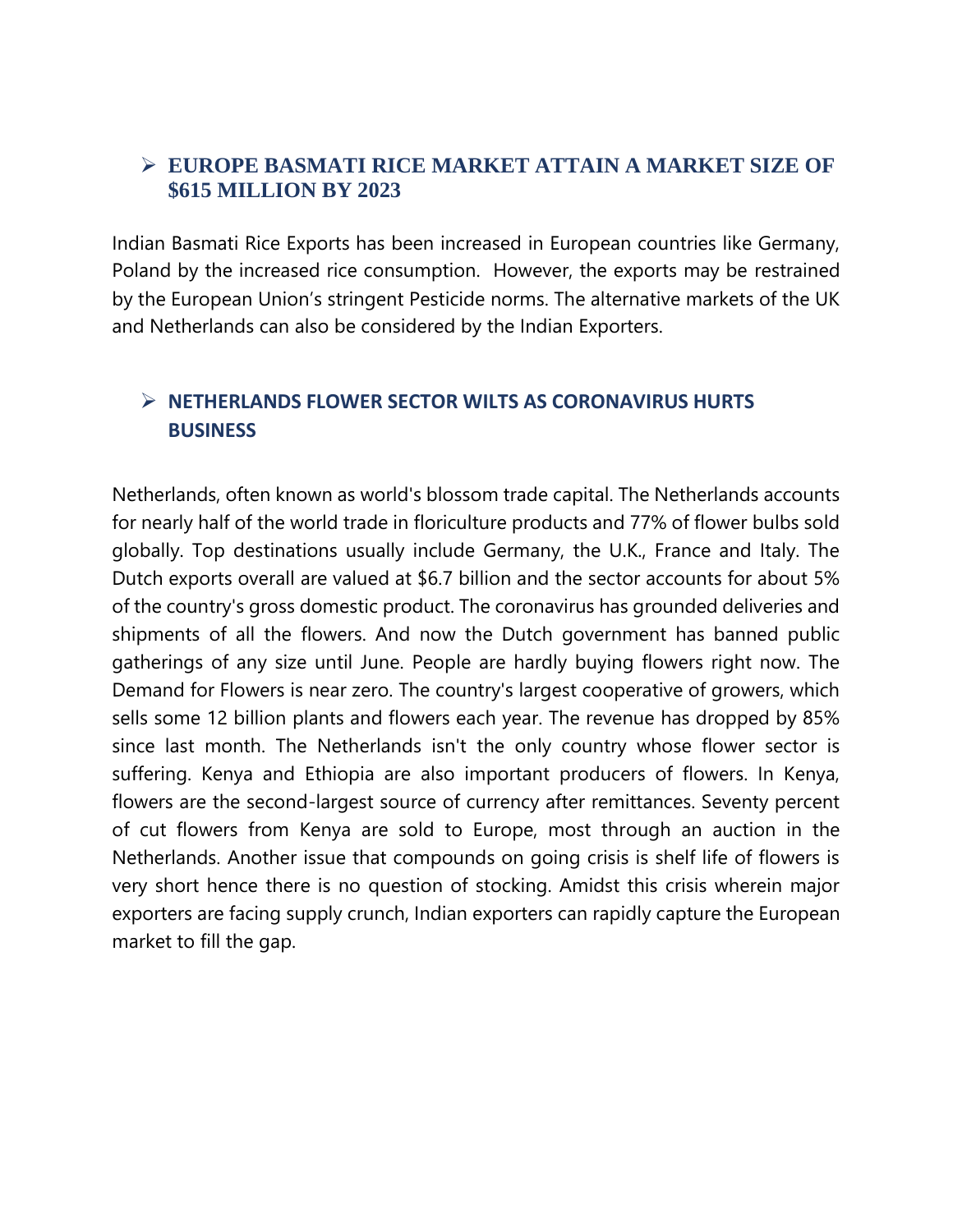## ➢ EUROPE BASMATI RICE MARKET ATTAIN A MARKET SIZE OF $615 MILLION BY 2023

Indian Basmati Rice Exports has been increased in European countries like Germany, Poland by the increased rice consumption. However, the exports may be restrained by the European Union's stringent Pesticide norms. The alternative markets of the UK and Netherlands can also be considered by the Indian Exporters.

## ➢ NETHERLANDS FLOWER SECTOR WILTS AS CORONAVIRUS HURTS BUSINESS

Netherlands, often known as world's blossom trade capital. The Netherlands accounts for nearly half of the world trade in floriculture products and 77% of flower bulbs sold globally. Top destinations usually include Germany, the U.K., France and Italy. The Dutch exports overall are valued at $6.7 billion and the sector accounts for about 5% of the country's gross domestic product. The coronavirus has grounded deliveries and shipments of all the flowers. And now the Dutch government has banned public gatherings of any size until June. People are hardly buying flowers right now. The Demand for Flowers is near zero. The country's largest cooperative of growers, which sells some 12 billion plants and flowers each year. The revenue has dropped by 85% since last month. The Netherlands isn't the only country whose flower sector is suffering. Kenya and Ethiopia are also important producers of flowers. In Kenya, flowers are the second-largest source of currency after remittances. Seventy percent of cut flowers from Kenya are sold to Europe, most through an auction in the Netherlands. Another issue that compounds on going crisis is shelf life of flowers is very short hence there is no question of stocking. Amidst this crisis wherein major exporters are facing supply crunch, Indian exporters can rapidly capture the European market to fill the gap.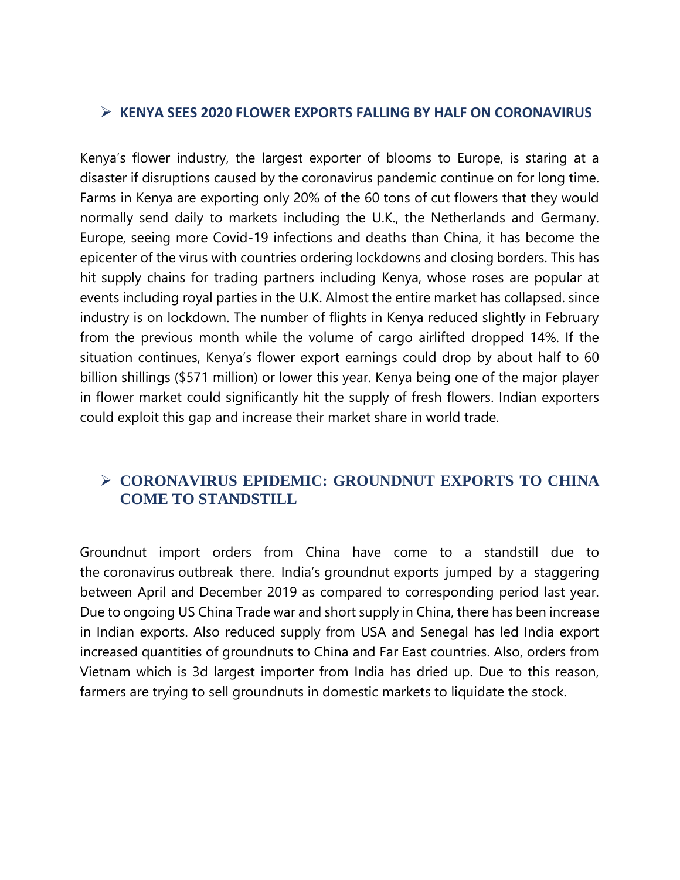## ➢ KENYA SEES 2020 FLOWER EXPORTS FALLING BY HALF ON CORONAVIRUS

Kenya's flower industry, the largest exporter of blooms to Europe, is staring at a disaster if disruptions caused by the coronavirus pandemic continue on for long time. Farms in Kenya are exporting only 20% of the 60 tons of cut flowers that they would normally send daily to markets including the U.K., the Netherlands and Germany. Europe, seeing more Covid-19 infections and deaths than China, it has become the epicenter of the virus with countries ordering lockdowns and closing borders. This has hit supply chains for trading partners including Kenya, whose roses are popular at events including royal parties in the U.K. Almost the entire market has collapsed. since industry is on lockdown. The number of flights in Kenya reduced slightly in February from the previous month while the volume of cargo airlifted dropped 14%. If the situation continues, Kenya's flower export earnings could drop by about half to 60 billion shillings ($571 million) or lower this year. Kenya being one of the major player in flower market could significantly hit the supply of fresh flowers. Indian exporters could exploit this gap and increase their market share in world trade.

## ➢ CORONAVIRUS EPIDEMIC: GROUNDNUT EXPORTS TO CHINA COME TO STANDSTILL

Groundnut import orders from China have come to a standstill due to the coronavirus outbreak there. India's groundnut exports jumped by a staggering between April and December 2019 as compared to corresponding period last year. Due to ongoing US China Trade war and short supply in China, there has been increase in Indian exports. Also reduced supply from USA and Senegal has led India export increased quantities of groundnuts to China and Far East countries. Also, orders from Vietnam which is 3d largest importer from India has dried up. Due to this reason, farmers are trying to sell groundnuts in domestic markets to liquidate the stock.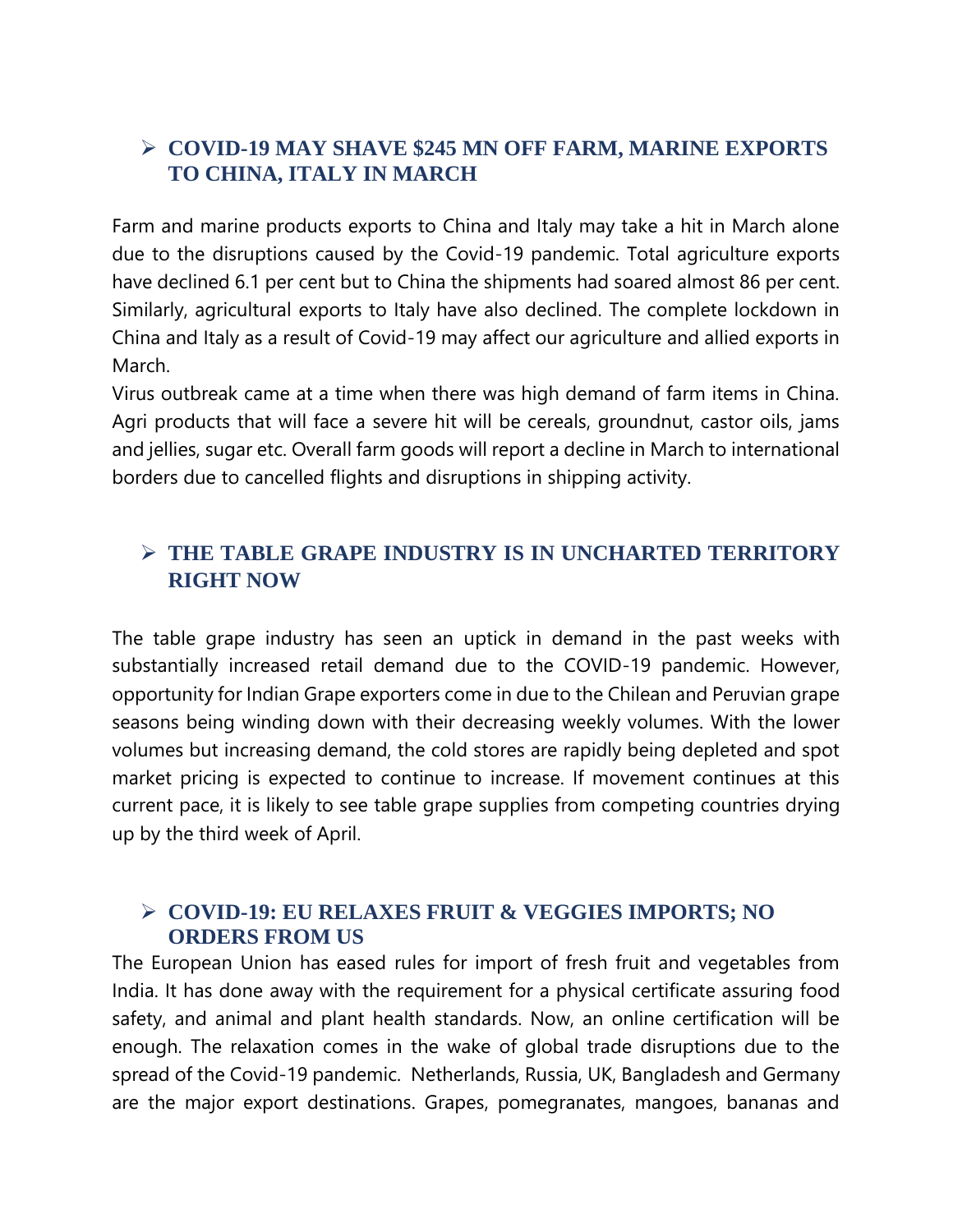- **COVID-19 MAY SHAVE $245 MN OFF FARM, MARINE EXPORTS TO CHINA, ITALY IN MARCH**

Farm and marine products exports to China and Italy may take a hit in March alone due to the disruptions caused by the Covid-19 pandemic. Total agriculture exports have declined 6.1 per cent but to China the shipments had soared almost 86 per cent. Similarly, agricultural exports to Italy have also declined. The complete lockdown in China and Italy as a result of Covid-19 may affect our agriculture and allied exports in March.

Virus outbreak came at a time when there was high demand of farm items in China. Agri products that will face a severe hit will be cereals, groundnut, castor oils, jams and jellies, sugar etc. Overall farm goods will report a decline in March to international borders due to cancelled flights and disruptions in shipping activity.

- **THE TABLE GRAPE INDUSTRY IS IN UNCHARTED TERRITORY RIGHT NOW**

The table grape industry has seen an uptick in demand in the past weeks with substantially increased retail demand due to the COVID-19 pandemic. However, opportunity for Indian Grape exporters come in due to the Chilean and Peruvian grape seasons being winding down with their decreasing weekly volumes. With the lower volumes but increasing demand, the cold stores are rapidly being depleted and spot market pricing is expected to continue to increase. If movement continues at this current pace, it is likely to see table grape supplies from competing countries drying up by the third week of April.

- **COVID-19: EU RELAXES FRUIT & VEGGIES IMPORTS; NO ORDERS FROM US**

The European Union has eased rules for import of fresh fruit and vegetables from India. It has done away with the requirement for a physical certificate assuring food safety, and animal and plant health standards. Now, an online certification will be enough. The relaxation comes in the wake of global trade disruptions due to the spread of the Covid-19 pandemic. Netherlands, Russia, UK, Bangladesh and Germany are the major export destinations. Grapes, pomegranates, mangoes, bananas and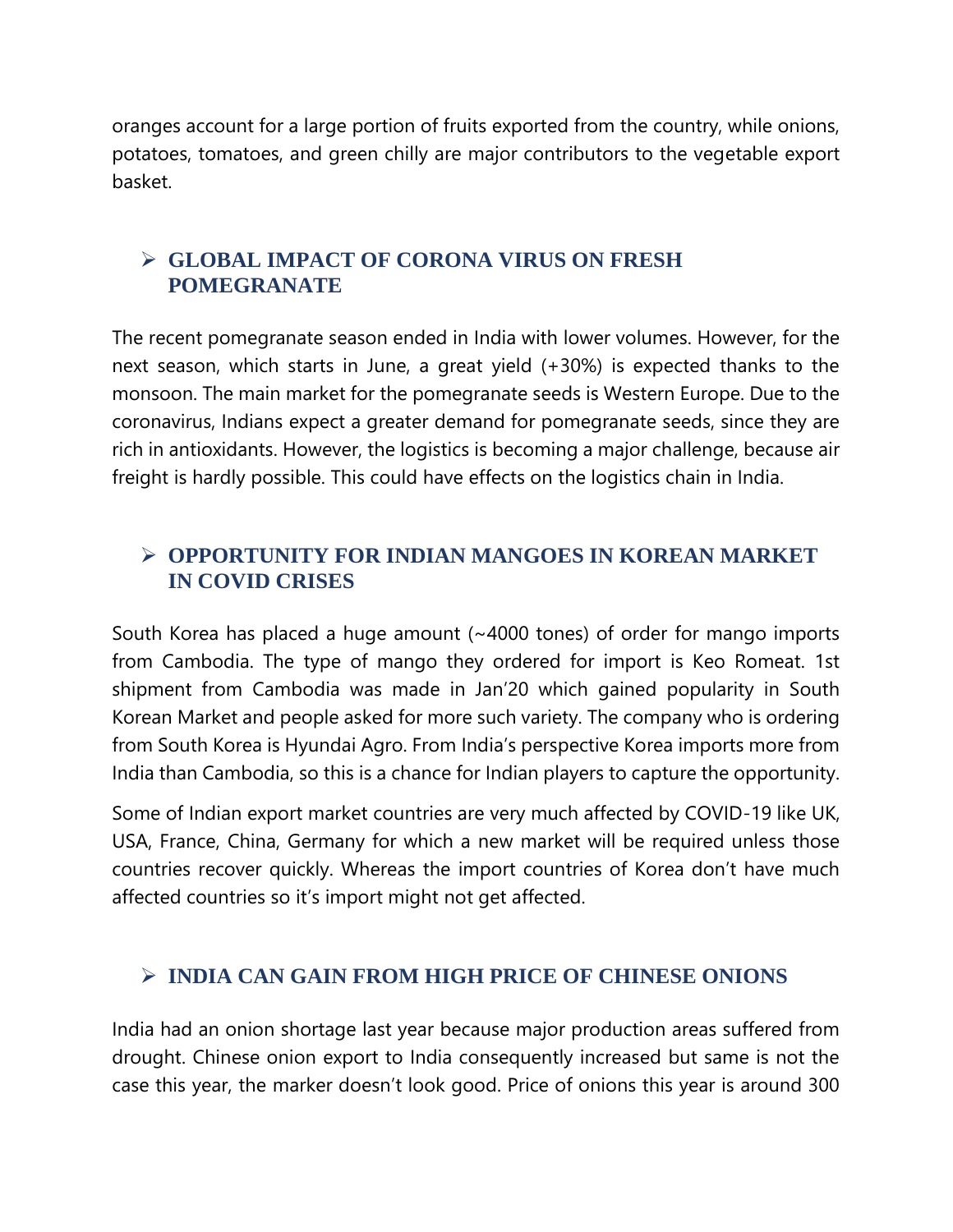oranges account for a large portion of fruits exported from the country, while onions, potatoes, tomatoes, and green chilly are major contributors to the vegetable export basket.

## ➢ GLOBAL IMPACT OF CORONA VIRUS ON FRESH POMEGRANATE

The recent pomegranate season ended in India with lower volumes. However, for the next season, which starts in June, a great yield (+30%) is expected thanks to the monsoon. The main market for the pomegranate seeds is Western Europe. Due to the coronavirus, Indians expect a greater demand for pomegranate seeds, since they are rich in antioxidants. However, the logistics is becoming a major challenge, because air freight is hardly possible. This could have effects on the logistics chain in India.

## ➢ OPPORTUNITY FOR INDIAN MANGOES IN KOREAN MARKET IN COVID CRISES

South Korea has placed a huge amount (~4000 tones) of order for mango imports from Cambodia. The type of mango they ordered for import is Keo Romeat. 1st shipment from Cambodia was made in Jan'20 which gained popularity in South Korean Market and people asked for more such variety. The company who is ordering from South Korea is Hyundai Agro. From India's perspective Korea imports more from India than Cambodia, so this is a chance for Indian players to capture the opportunity.

Some of Indian export market countries are very much affected by COVID-19 like UK, USA, France, China, Germany for which a new market will be required unless those countries recover quickly. Whereas the import countries of Korea don't have much affected countries so it's import might not get affected.

## ➢ INDIA CAN GAIN FROM HIGH PRICE OF CHINESE ONIONS

India had an onion shortage last year because major production areas suffered from drought. Chinese onion export to India consequently increased but same is not the case this year, the marker doesn't look good. Price of onions this year is around 300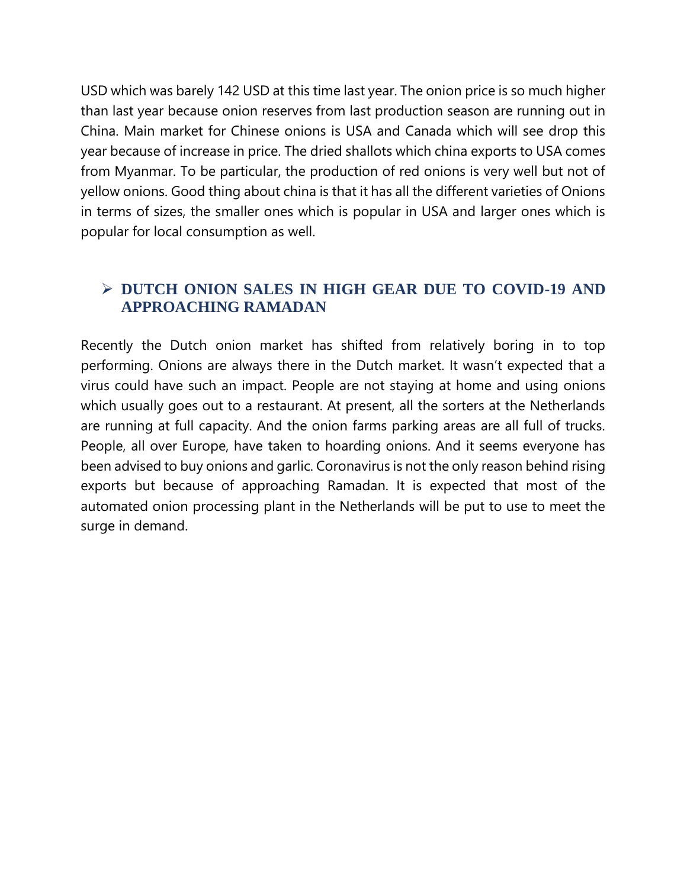USD which was barely 142 USD at this time last year. The onion price is so much higher than last year because onion reserves from last production season are running out in China. Main market for Chinese onions is USA and Canada which will see drop this year because of increase in price. The dried shallots which china exports to USA comes from Myanmar. To be particular, the production of red onions is very well but not of yellow onions. Good thing about china is that it has all the different varieties of Onions in terms of sizes, the smaller ones which is popular in USA and larger ones which is popular for local consumption as well.

## ➢ DUTCH ONION SALES IN HIGH GEAR DUE TO COVID-19 AND APPROACHING RAMADAN

Recently the Dutch onion market has shifted from relatively boring in to top performing. Onions are always there in the Dutch market. It wasn't expected that a virus could have such an impact. People are not staying at home and using onions which usually goes out to a restaurant. At present, all the sorters at the Netherlands are running at full capacity. And the onion farms parking areas are all full of trucks. People, all over Europe, have taken to hoarding onions. And it seems everyone has been advised to buy onions and garlic. Coronavirus is not the only reason behind rising exports but because of approaching Ramadan. It is expected that most of the automated onion processing plant in the Netherlands will be put to use to meet the surge in demand.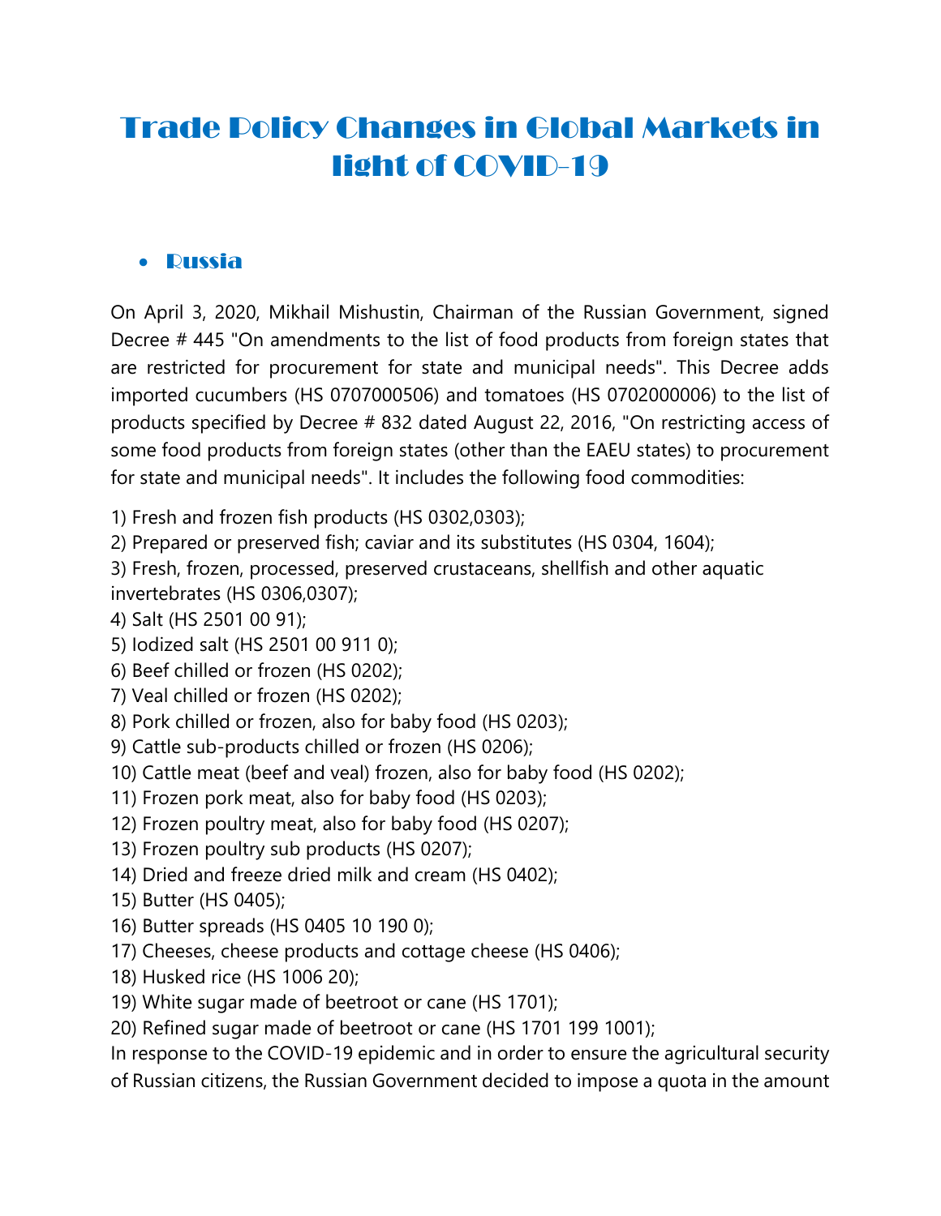# Trade Policy Changes in Global Markets in light of COVID-19

- **Russia**

On April 3, 2020, Mikhail Mishustin, Chairman of the Russian Government, signed Decree # 445 "On amendments to the list of food products from foreign states that are restricted for procurement for state and municipal needs". This Decree adds imported cucumbers (HS 0707000506) and tomatoes (HS 0702000006) to the list of products specified by Decree # 832 dated August 22, 2016, "On restricting access of some food products from foreign states (other than the EAEU states) to procurement for state and municipal needs". It includes the following food commodities:

1) Fresh and frozen fish products (HS 0302,0303);
2) Prepared or preserved fish; caviar and its substitutes (HS 0304, 1604);
3) Fresh, frozen, processed, preserved crustaceans, shellfish and other aquatic invertebrates (HS 0306,0307);
4) Salt (HS 2501 00 91);
5) Iodized salt (HS 2501 00 911 0);
6) Beef chilled or frozen (HS 0202);
7) Veal chilled or frozen (HS 0202);
8) Pork chilled or frozen, also for baby food (HS 0203);
9) Cattle sub-products chilled or frozen (HS 0206);
10) Cattle meat (beef and veal) frozen, also for baby food (HS 0202);
11) Frozen pork meat, also for baby food (HS 0203);
12) Frozen poultry meat, also for baby food (HS 0207);
13) Frozen poultry sub products (HS 0207);
14) Dried and freeze dried milk and cream (HS 0402);
15) Butter (HS 0405);
16) Butter spreads (HS 0405 10 190 0);
17) Cheeses, cheese products and cottage cheese (HS 0406);
18) Husked rice (HS 1006 20);
19) White sugar made of beetroot or cane (HS 1701);
20) Refined sugar made of beetroot or cane (HS 1701 199 1001);

In response to the COVID-19 epidemic and in order to ensure the agricultural security of Russian citizens, the Russian Government decided to impose a quota in the amount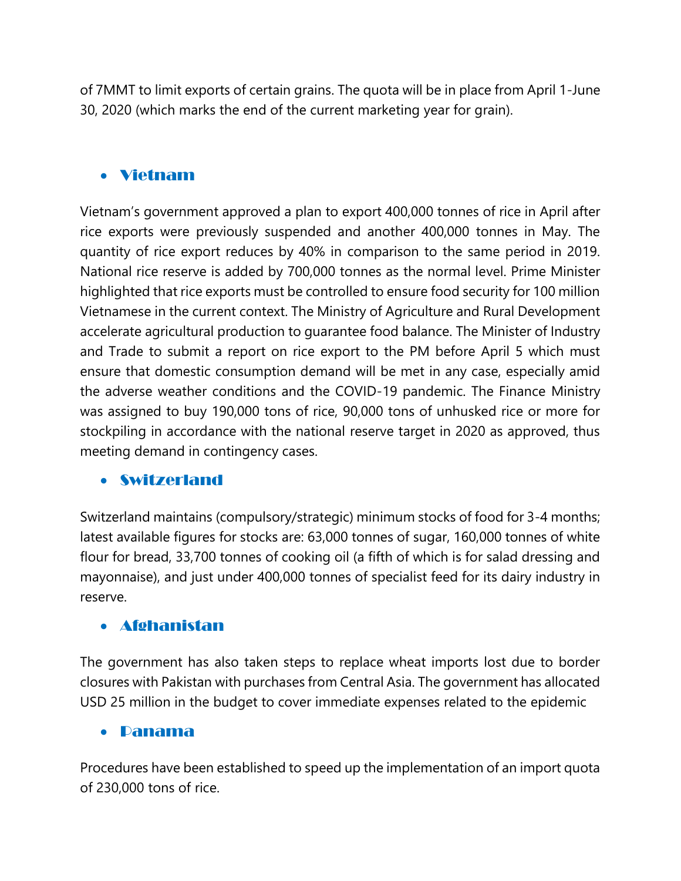of 7MMT to limit exports of certain grains. The quota will be in place from April 1-June 30, 2020 (which marks the end of the current marketing year for grain).

- **Vietnam**

Vietnam's government approved a plan to export 400,000 tonnes of rice in April after rice exports were previously suspended and another 400,000 tonnes in May. The quantity of rice export reduces by 40% in comparison to the same period in 2019. National rice reserve is added by 700,000 tonnes as the normal level. Prime Minister highlighted that rice exports must be controlled to ensure food security for 100 million Vietnamese in the current context. The Ministry of Agriculture and Rural Development accelerate agricultural production to guarantee food balance. The Minister of Industry and Trade to submit a report on rice export to the PM before April 5 which must ensure that domestic consumption demand will be met in any case, especially amid the adverse weather conditions and the COVID-19 pandemic. The Finance Ministry was assigned to buy 190,000 tons of rice, 90,000 tons of unhusked rice or more for stockpiling in accordance with the national reserve target in 2020 as approved, thus meeting demand in contingency cases.

- **Switzerland**

Switzerland maintains (compulsory/strategic) minimum stocks of food for 3-4 months; latest available figures for stocks are: 63,000 tonnes of sugar, 160,000 tonnes of white flour for bread, 33,700 tonnes of cooking oil (a fifth of which is for salad dressing and mayonnaise), and just under 400,000 tonnes of specialist feed for its dairy industry in reserve.

- **Afghanistan**

The government has also taken steps to replace wheat imports lost due to border closures with Pakistan with purchases from Central Asia. The government has allocated USD 25 million in the budget to cover immediate expenses related to the epidemic

- **Panama**

Procedures have been established to speed up the implementation of an import quota of 230,000 tons of rice.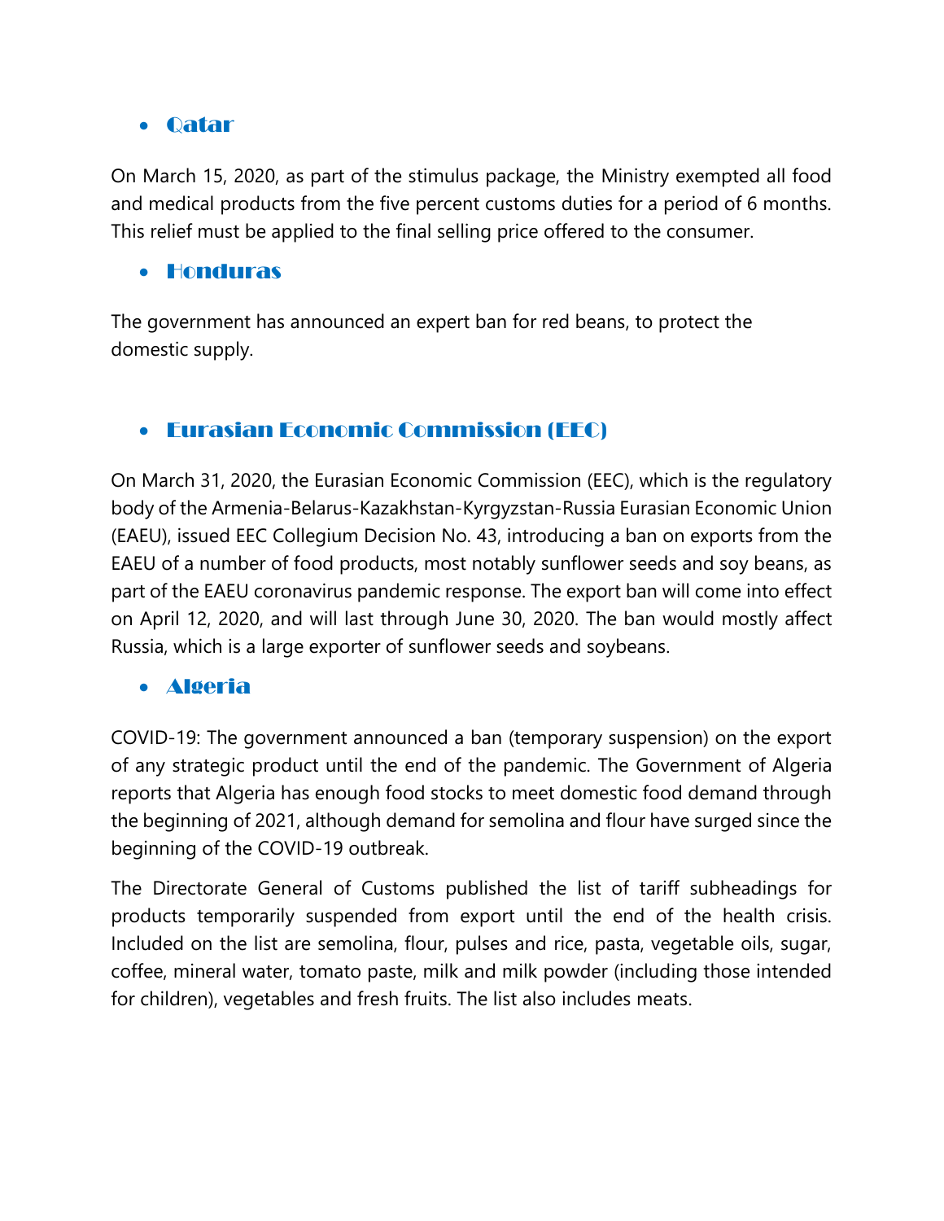- **Qatar**

On March 15, 2020, as part of the stimulus package, the Ministry exempted all food and medical products from the five percent customs duties for a period of 6 months. This relief must be applied to the final selling price offered to the consumer.

- **Honduras**

The government has announced an expert ban for red beans, to protect the domestic supply.

- **Eurasian Economic Commission (EEC)**

On March 31, 2020, the Eurasian Economic Commission (EEC), which is the regulatory body of the Armenia-Belarus-Kazakhstan-Kyrgyzstan-Russia Eurasian Economic Union (EAEU), issued EEC Collegium Decision No. 43, introducing a ban on exports from the EAEU of a number of food products, most notably sunflower seeds and soy beans, as part of the EAEU coronavirus pandemic response. The export ban will come into effect on April 12, 2020, and will last through June 30, 2020. The ban would mostly affect Russia, which is a large exporter of sunflower seeds and soybeans.

- **Algeria**

COVID-19: The government announced a ban (temporary suspension) on the export of any strategic product until the end of the pandemic. The Government of Algeria reports that Algeria has enough food stocks to meet domestic food demand through the beginning of 2021, although demand for semolina and flour have surged since the beginning of the COVID-19 outbreak.

The Directorate General of Customs published the list of tariff subheadings for products temporarily suspended from export until the end of the health crisis. Included on the list are semolina, flour, pulses and rice, pasta, vegetable oils, sugar, coffee, mineral water, tomato paste, milk and milk powder (including those intended for children), vegetables and fresh fruits. The list also includes meats.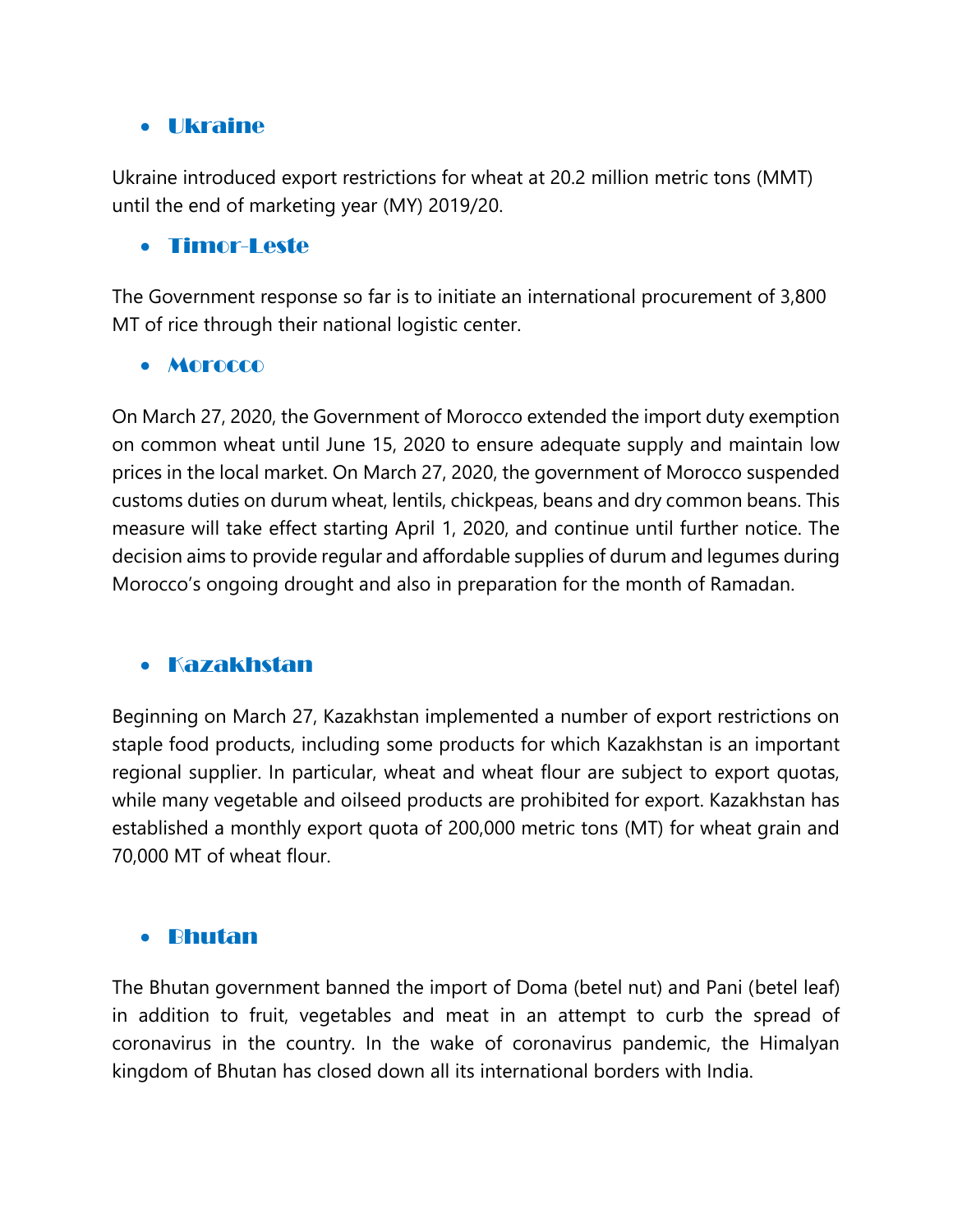- **Ukraine**

Ukraine introduced export restrictions for wheat at 20.2 million metric tons (MMT) until the end of marketing year (MY) 2019/20.

- **Timor-Leste**

The Government response so far is to initiate an international procurement of 3,800 MT of rice through their national logistic center.

- **Morocco**

On March 27, 2020, the Government of Morocco extended the import duty exemption on common wheat until June 15, 2020 to ensure adequate supply and maintain low prices in the local market. On March 27, 2020, the government of Morocco suspended customs duties on durum wheat, lentils, chickpeas, beans and dry common beans. This measure will take effect starting April 1, 2020, and continue until further notice. The decision aims to provide regular and affordable supplies of durum and legumes during Morocco's ongoing drought and also in preparation for the month of Ramadan.

- **Kazakhstan**

Beginning on March 27, Kazakhstan implemented a number of export restrictions on staple food products, including some products for which Kazakhstan is an important regional supplier. In particular, wheat and wheat flour are subject to export quotas, while many vegetable and oilseed products are prohibited for export. Kazakhstan has established a monthly export quota of 200,000 metric tons (MT) for wheat grain and 70,000 MT of wheat flour.

- **Bhutan**

The Bhutan government banned the import of Doma (betel nut) and Pani (betel leaf) in addition to fruit, vegetables and meat in an attempt to curb the spread of coronavirus in the country. In the wake of coronavirus pandemic, the Himalyan kingdom of Bhutan has closed down all its international borders with India.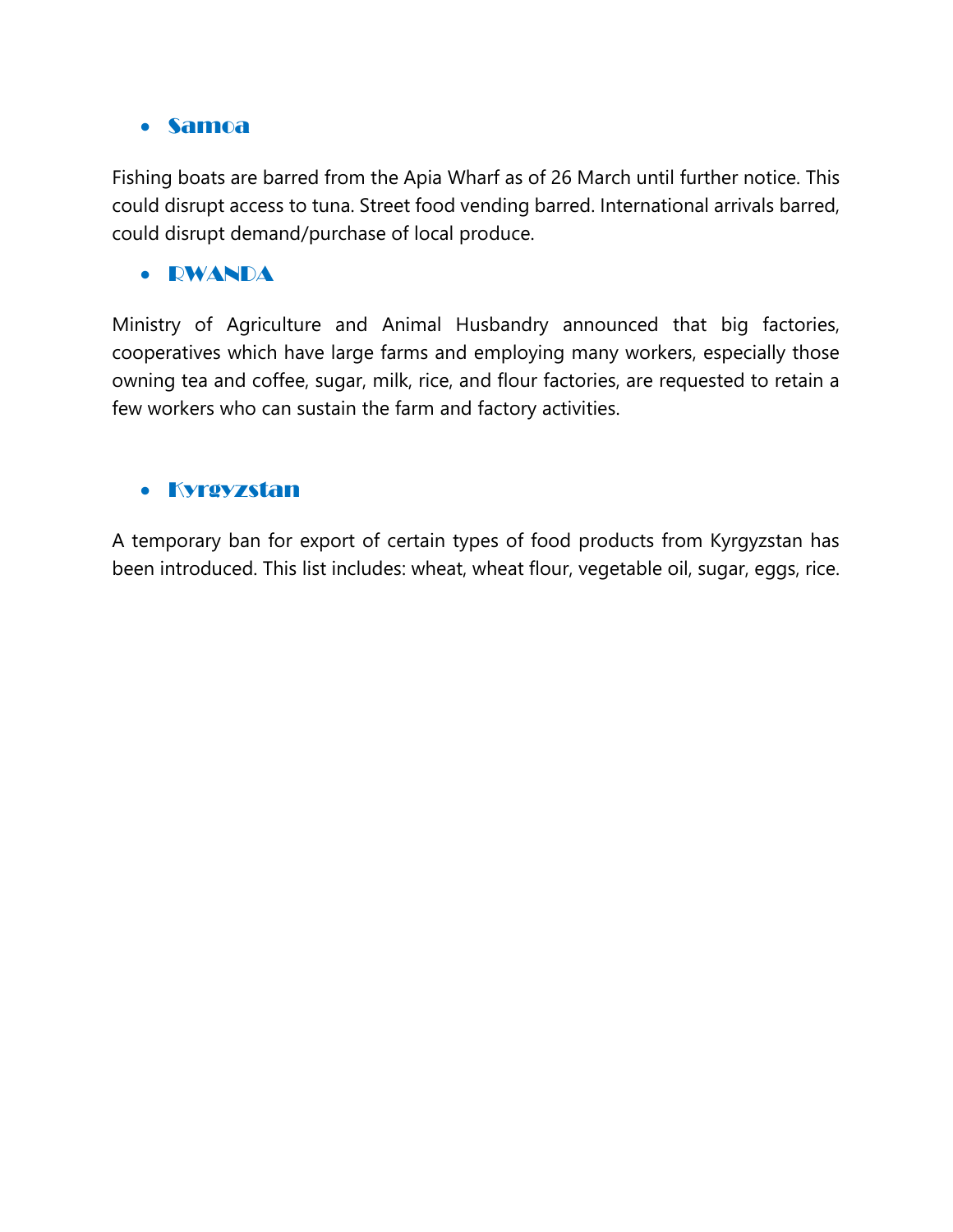- **Samoa**

Fishing boats are barred from the Apia Wharf as of 26 March until further notice. This could disrupt access to tuna. Street food vending barred. International arrivals barred, could disrupt demand/purchase of local produce.

- **RWANDA**

Ministry of Agriculture and Animal Husbandry announced that big factories, cooperatives which have large farms and employing many workers, especially those owning tea and coffee, sugar, milk, rice, and flour factories, are requested to retain a few workers who can sustain the farm and factory activities.

- **Kyrgyzstan**

A temporary ban for export of certain types of food products from Kyrgyzstan has been introduced. This list includes: wheat, wheat flour, vegetable oil, sugar, eggs, rice.